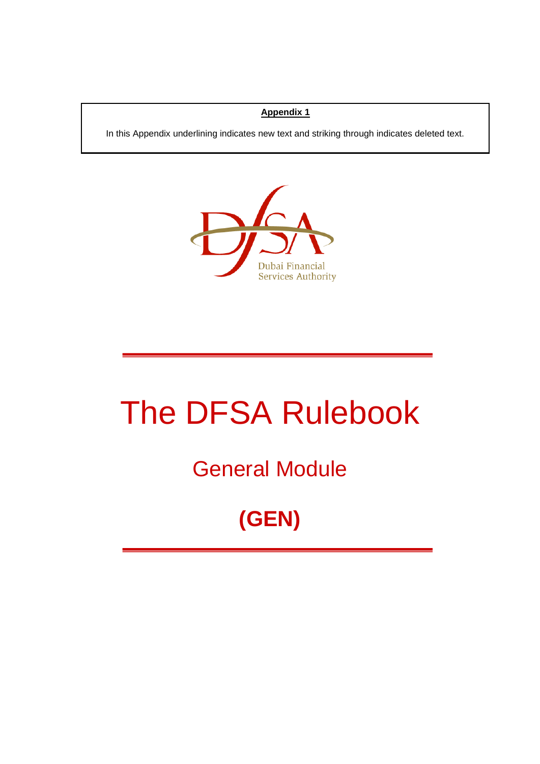**Appendix 1**

In this Appendix underlining indicates new text and striking through indicates deleted text.

Dubai Financial Services Authority

# The DFSA Rulebook

## General Module

## (GEN)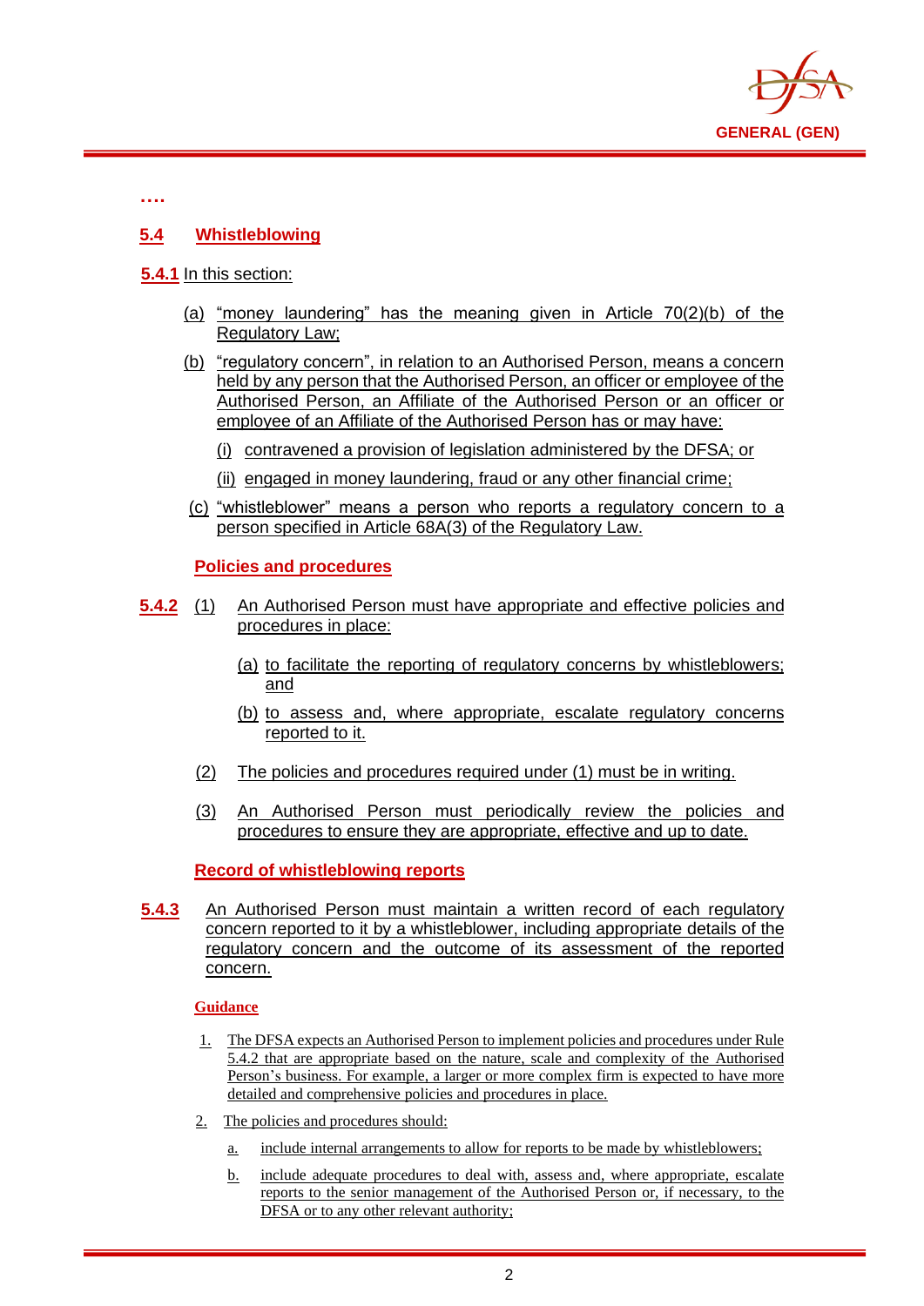….

## 5.4 Whistleblowing

**5.4.1** In this section:

(a) "money laundering" has the meaning given in Article 70(2)(b) of the Regulatory Law;

(b) "regulatory concern", in relation to an Authorised Person, means a concern held by any person that the Authorised Person, an officer or employee of the Authorised Person, an Affiliate of the Authorised Person or an officer or employee of an Affiliate of the Authorised Person has or may have:

(i) contravened a provision of legislation administered by the DFSA; or

(ii) engaged in money laundering, fraud or any other financial crime;

(c) "whistleblower" means a person who reports a regulatory concern to a person specified in Article 68A(3) of the Regulatory Law.

### Policies and procedures

**5.4.2** (1) An Authorised Person must have appropriate and effective policies and procedures in place:

(a) to facilitate the reporting of regulatory concerns by whistleblowers; and

(b) to assess and, where appropriate, escalate regulatory concerns reported to it.

(2) The policies and procedures required under (1) must be in writing.

(3) An Authorised Person must periodically review the policies and procedures to ensure they are appropriate, effective and up to date.

### Record of whistleblowing reports

**5.4.3** An Authorised Person must maintain a written record of each regulatory concern reported to it by a whistleblower, including appropriate details of the regulatory concern and the outcome of its assessment of the reported concern.

**Guidance**

1. The DFSA expects an Authorised Person to implement policies and procedures under Rule 5.4.2 that are appropriate based on the nature, scale and complexity of the Authorised Person's business. For example, a larger or more complex firm is expected to have more detailed and comprehensive policies and procedures in place.

2. The policies and procedures should:

   a. include internal arrangements to allow for reports to be made by whistleblowers;

   b. include adequate procedures to deal with, assess and, where appropriate, escalate reports to the senior management of the Authorised Person or, if necessary, to the DFSA or to any other relevant authority;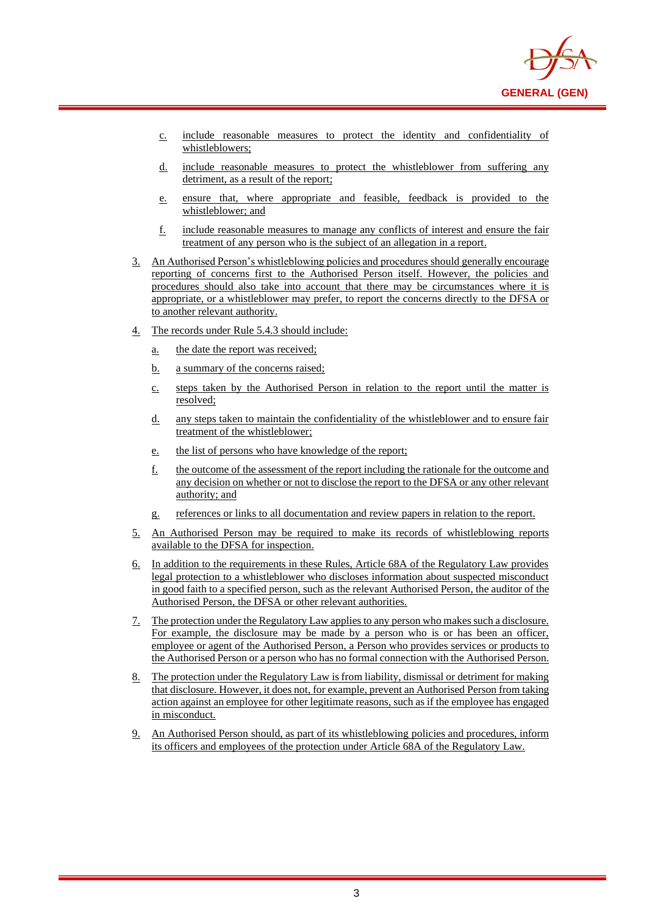c. include reasonable measures to protect the identity and confidentiality of whistleblowers;

   d. include reasonable measures to protect the whistleblower from suffering any detriment, as a result of the report;

   e. ensure that, where appropriate and feasible, feedback is provided to the whistleblower; and

   f. include reasonable measures to manage any conflicts of interest and ensure the fair treatment of any person who is the subject of an allegation in a report.

3. An Authorised Person's whistleblowing policies and procedures should generally encourage reporting of concerns first to the Authorised Person itself. However, the policies and procedures should also take into account that there may be circumstances where it is appropriate, or a whistleblower may prefer, to report the concerns directly to the DFSA or to another relevant authority.

4. The records under Rule 5.4.3 should include:

   a. the date the report was received;

   b. a summary of the concerns raised;

   c. steps taken by the Authorised Person in relation to the report until the matter is resolved;

   d. any steps taken to maintain the confidentiality of the whistleblower and to ensure fair treatment of the whistleblower;

   e. the list of persons who have knowledge of the report;

   f. the outcome of the assessment of the report including the rationale for the outcome and any decision on whether or not to disclose the report to the DFSA or any other relevant authority; and

   g. references or links to all documentation and review papers in relation to the report.

5. An Authorised Person may be required to make its records of whistleblowing reports available to the DFSA for inspection.

6. In addition to the requirements in these Rules, Article 68A of the Regulatory Law provides legal protection to a whistleblower who discloses information about suspected misconduct in good faith to a specified person, such as the relevant Authorised Person, the auditor of the Authorised Person, the DFSA or other relevant authorities.

7. The protection under the Regulatory Law applies to any person who makes such a disclosure. For example, the disclosure may be made by a person who is or has been an officer, employee or agent of the Authorised Person, a Person who provides services or products to the Authorised Person or a person who has no formal connection with the Authorised Person.

8. The protection under the Regulatory Law is from liability, dismissal or detriment for making that disclosure. However, it does not, for example, prevent an Authorised Person from taking action against an employee for other legitimate reasons, such as if the employee has engaged in misconduct.

9. An Authorised Person should, as part of its whistleblowing policies and procedures, inform its officers and employees of the protection under Article 68A of the Regulatory Law.